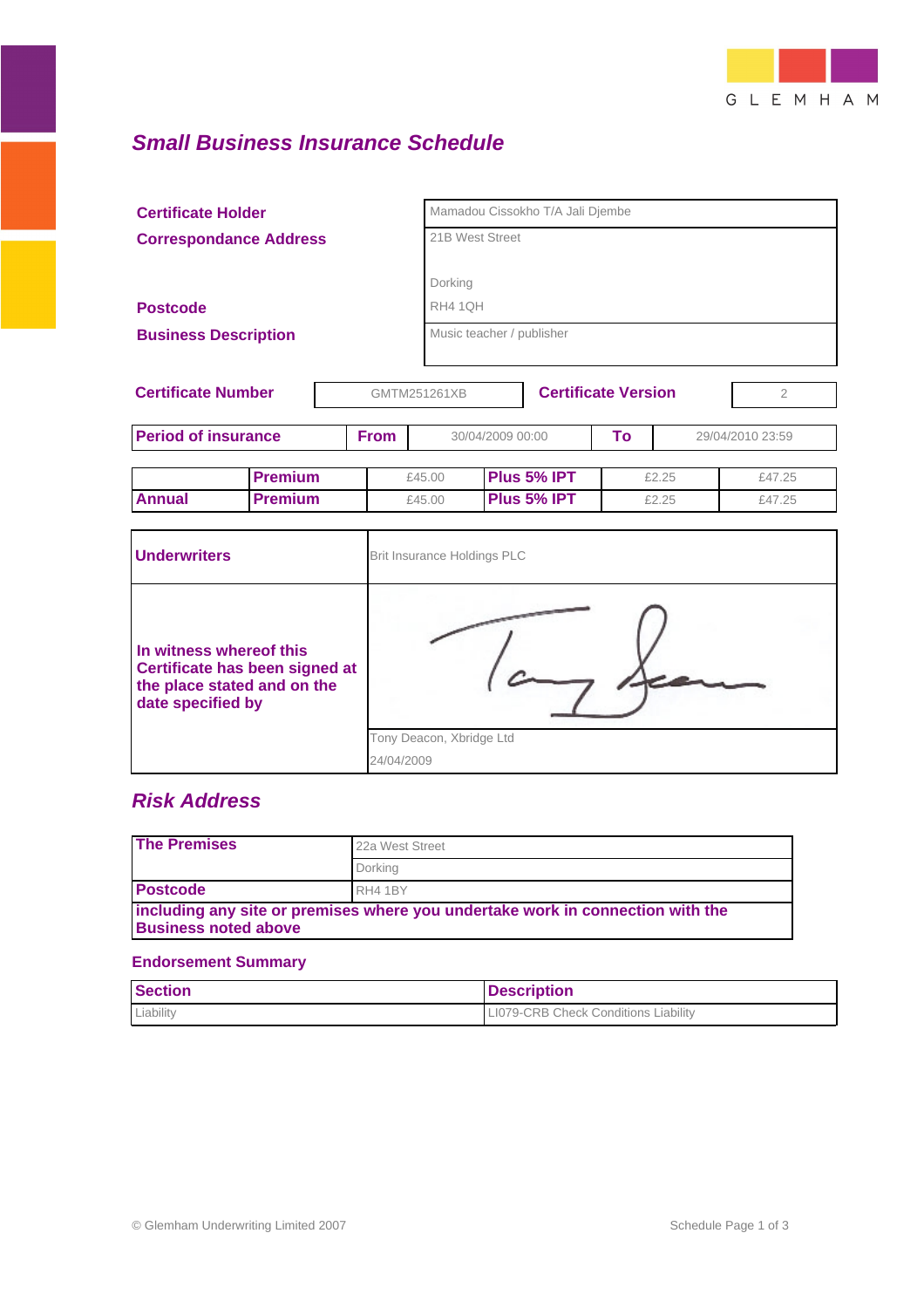GLEMHAM

## *Small Business Insurance Schedule*

| | |
|---|---|
| **Certificate Holder** | Mamadou Cissokho T/A Jali Djembe |
| **Correspondance Address** | 21B West Street<br>Dorking |
| **Postcode** | RH4 1QH |
| **Business Description** | Music teacher / publisher |

| **Certificate Number** | GMTM251261XB | **Certificate Version** | 2 |
|---|---|---|---|

| **Period of insurance** | **From** | 30/04/2009 00:00 | **To** | 29/04/2010 23:59 |
|---|---|---|---|---|

| | **Premium** | £45.00 | **Plus 5% IPT** | £2.25 | £47.25 |
|---|---|---|---|---|---|
| **Annual** | **Premium** | £45.00 | **Plus 5% IPT** | £2.25 | £47.25 |

| | |
|---|---|
| **Underwriters** | Brit Insurance Holdings PLC |
| **In witness whereof this Certificate has been signed at the place stated and on the date specified by** | Tony Deacon, Xbridge Ltd<br>24/04/2009 |

## *Risk Address*

| | |
|---|---|
| **The Premises** | 22a West Street<br>Dorking |
| **Postcode** | RH4 1BY |
| **including any site or premises where you undertake work in connection with the Business noted above** | |

### Endorsement Summary

| **Section** | **Description** |
|---|---|
| Liability | LI079-CRB Check Conditions Liability |

© Glemham Underwriting Limited 2007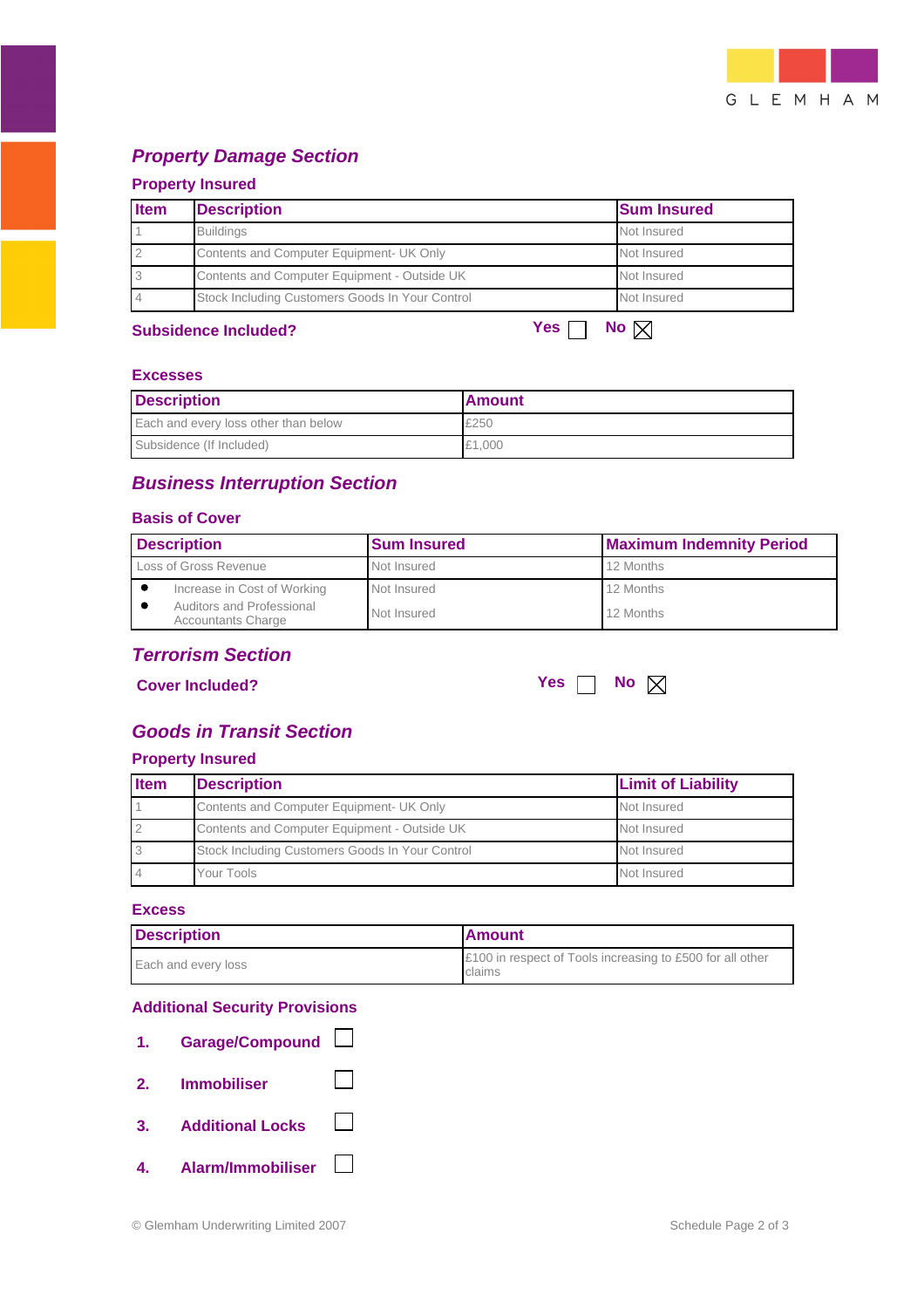## *Property Damage Section*

### Property Insured

| Item | Description | Sum Insured |
|---|---|---|
| 1 | Buildings | Not Insured |
| 2 | Contents and Computer Equipment- UK Only | Not Insured |
| 3 | Contents and Computer Equipment - Outside UK | Not Insured |
| 4 | Stock Including Customers Goods In Your Control | Not Insured |

**Subsidence Included?** **Yes** ☐ **No** ☒

### Excesses

| Description | Amount |
|---|---|
| Each and every loss other than below | £250 |
| Subsidence (If Included) | £1,000 |

## *Business Interruption Section*

### Basis of Cover

| Description | Sum Insured | Maximum Indemnity Period |
|---|---|---|
| Loss of Gross Revenue | Not Insured | 12 Months |
| • Increase in Cost of Working | Not Insured | 12 Months |
| • Auditors and Professional Accountants Charge | Not Insured | 12 Months |

## *Terrorism Section*

**Cover Included?** **Yes** ☐ **No** ☒

## *Goods in Transit Section*

### Property Insured

| Item | Description | Limit of Liability |
|---|---|---|
| 1 | Contents and Computer Equipment- UK Only | Not Insured |
| 2 | Contents and Computer Equipment - Outside UK | Not Insured |
| 3 | Stock Including Customers Goods In Your Control | Not Insured |
| 4 | Your Tools | Not Insured |

### Excess

| Description | Amount |
|---|---|
| Each and every loss | £100 in respect of Tools increasing to £500 for all other claims |

### Additional Security Provisions

1. **Garage/Compound** ☐
2. **Immobiliser** ☐
3. **Additional Locks** ☐
4. **Alarm/Immobiliser** ☐

© Glemham Underwriting Limited 2007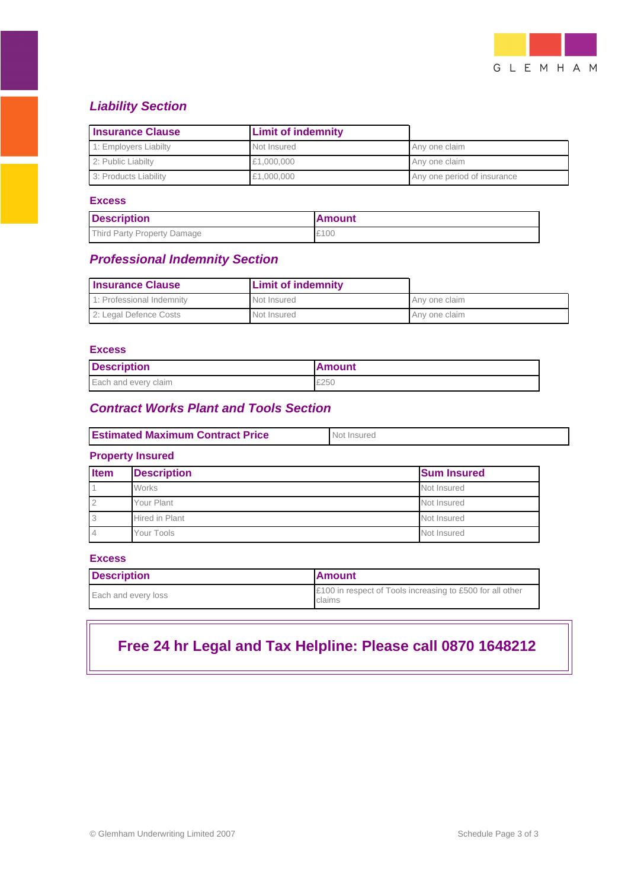GLEMHAM

## *Liability Section*

| Insurance Clause | Limit of indemnity | |
|---|---|---|
| 1: Employers Liabilty | Not Insured | Any one claim |
| 2: Public Liabilty | £1,000,000 | Any one claim |
| 3: Products Liability | £1,000,000 | Any one period of insurance |

### Excess

| Description | Amount |
|---|---|
| Third Party Property Damage | £100 |

## *Professional Indemnity Section*

| Insurance Clause | Limit of indemnity | |
|---|---|---|
| 1: Professional Indemnity | Not Insured | Any one claim |
| 2: Legal Defence Costs | Not Insured | Any one claim |

### Excess

| Description | Amount |
|---|---|
| Each and every claim | £250 |

## *Contract Works Plant and Tools Section*

| Estimated Maximum Contract Price | Not Insured |
|---|---|

### Property Insured

| Item | Description | Sum Insured |
|---|---|---|
| 1 | Works | Not Insured |
| 2 | Your Plant | Not Insured |
| 3 | Hired in Plant | Not Insured |
| 4 | Your Tools | Not Insured |

### Excess

| Description | Amount |
|---|---|
| Each and every loss | £100 in respect of Tools increasing to £500 for all other claims |

**Free 24 hr Legal and Tax Helpline: Please call 0870 1648212**

© Glemham Underwriting Limited 2007